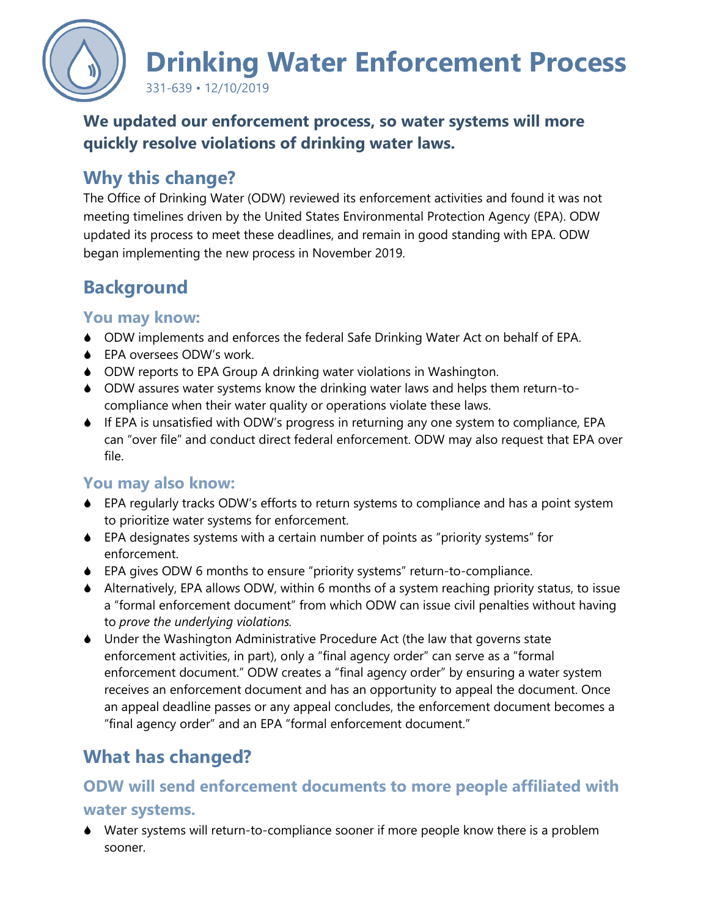# Drinking Water Enforcement Process

331-639 • 12/10/2019

**We updated our enforcement process, so water systems will more quickly resolve violations of drinking water laws.**

## Why this change?

The Office of Drinking Water (ODW) reviewed its enforcement activities and found it was not meeting timelines driven by the United States Environmental Protection Agency (EPA). ODW updated its process to meet these deadlines, and remain in good standing with EPA. ODW began implementing the new process in November 2019.

## Background

### You may know:

- ODW implements and enforces the federal Safe Drinking Water Act on behalf of EPA.
- EPA oversees ODW's work.
- ODW reports to EPA Group A drinking water violations in Washington.
- ODW assures water systems know the drinking water laws and helps them return-to-compliance when their water quality or operations violate these laws.
- If EPA is unsatisfied with ODW's progress in returning any one system to compliance, EPA can "over file" and conduct direct federal enforcement. ODW may also request that EPA over file.

### You may also know:

- EPA regularly tracks ODW's efforts to return systems to compliance and has a point system to prioritize water systems for enforcement.
- EPA designates systems with a certain number of points as "priority systems" for enforcement.
- EPA gives ODW 6 months to ensure "priority systems" return-to-compliance.
- Alternatively, EPA allows ODW, within 6 months of a system reaching priority status, to issue a "formal enforcement document" from which ODW can issue civil penalties without having to *prove the underlying violations.*
- Under the Washington Administrative Procedure Act (the law that governs state enforcement activities, in part), only a "final agency order" can serve as a "formal enforcement document." ODW creates a "final agency order" by ensuring a water system receives an enforcement document and has an opportunity to appeal the document. Once an appeal deadline passes or any appeal concludes, the enforcement document becomes a "final agency order" and an EPA "formal enforcement document."

## What has changed?

### ODW will send enforcement documents to more people affiliated with water systems.

- Water systems will return-to-compliance sooner if more people know there is a problem sooner.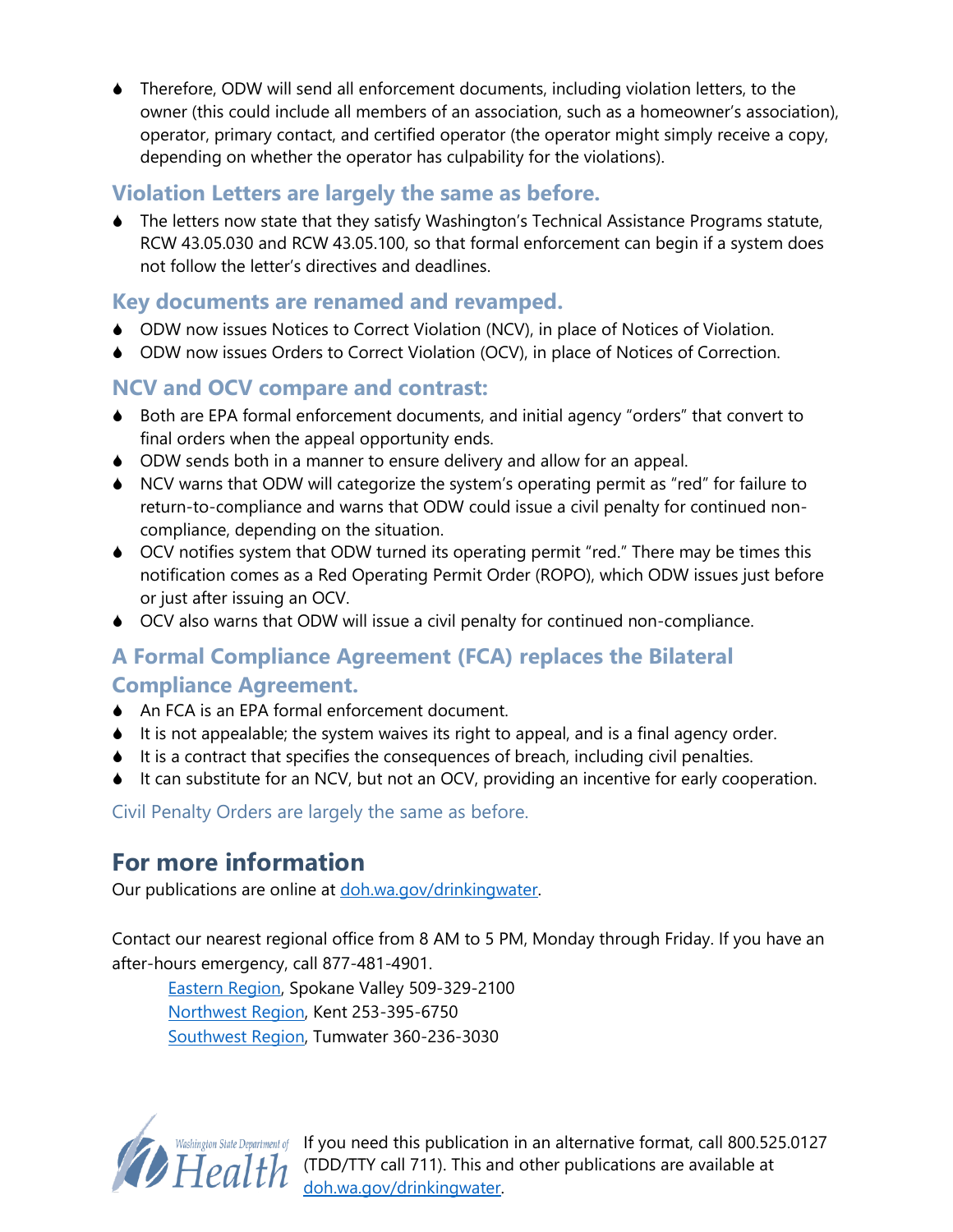- Therefore, ODW will send all enforcement documents, including violation letters, to the owner (this could include all members of an association, such as a homeowner's association), operator, primary contact, and certified operator (the operator might simply receive a copy, depending on whether the operator has culpability for the violations).

### Violation Letters are largely the same as before.

- The letters now state that they satisfy Washington's Technical Assistance Programs statute, RCW 43.05.030 and RCW 43.05.100, so that formal enforcement can begin if a system does not follow the letter's directives and deadlines.

### Key documents are renamed and revamped.

- ODW now issues Notices to Correct Violation (NCV), in place of Notices of Violation.
- ODW now issues Orders to Correct Violation (OCV), in place of Notices of Correction.

### NCV and OCV compare and contrast:

- Both are EPA formal enforcement documents, and initial agency "orders" that convert to final orders when the appeal opportunity ends.
- ODW sends both in a manner to ensure delivery and allow for an appeal.
- NCV warns that ODW will categorize the system's operating permit as "red" for failure to return-to-compliance and warns that ODW could issue a civil penalty for continued non-compliance, depending on the situation.
- OCV notifies system that ODW turned its operating permit "red." There may be times this notification comes as a Red Operating Permit Order (ROPO), which ODW issues just before or just after issuing an OCV.
- OCV also warns that ODW will issue a civil penalty for continued non-compliance.

### A Formal Compliance Agreement (FCA) replaces the Bilateral Compliance Agreement.

- An FCA is an EPA formal enforcement document.
- It is not appealable; the system waives its right to appeal, and is a final agency order.
- It is a contract that specifies the consequences of breach, including civil penalties.
- It can substitute for an NCV, but not an OCV, providing an incentive for early cooperation.

Civil Penalty Orders are largely the same as before.

## For more information

Our publications are online at doh.wa.gov/drinkingwater.

Contact our nearest regional office from 8 AM to 5 PM, Monday through Friday. If you have an after-hours emergency, call 877-481-4901.

Eastern Region, Spokane Valley 509-329-2100
Northwest Region, Kent 253-395-6750
Southwest Region, Tumwater 360-236-3030

Washington State Department of Health

If you need this publication in an alternative format, call 800.525.0127 (TDD/TTY call 711). This and other publications are available at doh.wa.gov/drinkingwater.